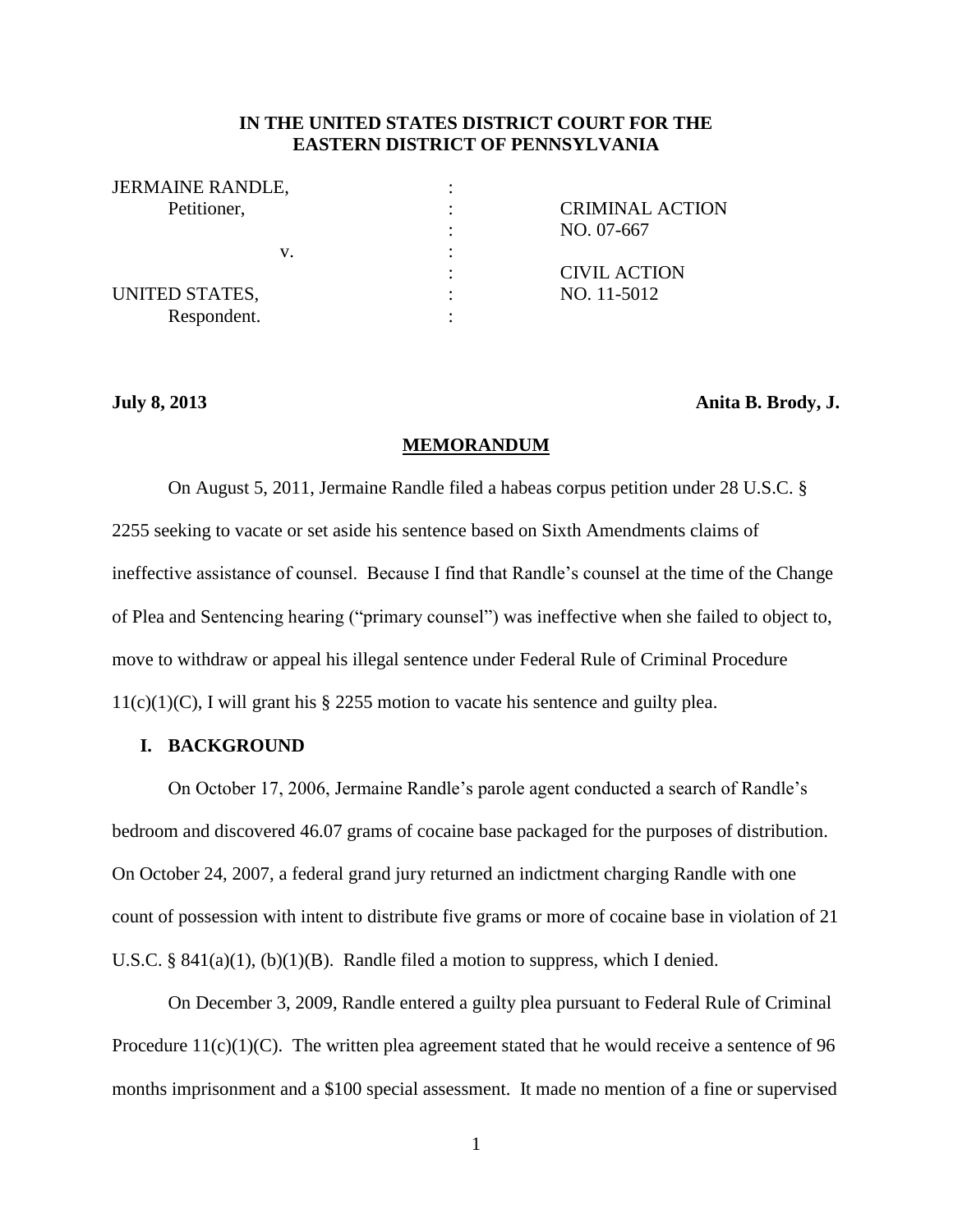**IN THE UNITED STATES DISTRICT COURT FOR THE EASTERN DISTRICT OF PENNSYLVANIA**

| | | |
|---|---|---|
| JERMAINE RANDLE, | : | |
| Petitioner, | : | CRIMINAL ACTION |
| | : | NO. 07-667 |
| v. | : | |
| | : | CIVIL ACTION |
| UNITED STATES, | : | NO. 11-5012 |
| Respondent. | : | |

**July 8, 2013** **Anita B. Brody, J.**

**MEMORANDUM**

On August 5, 2011, Jermaine Randle filed a habeas corpus petition under 28 U.S.C. § 2255 seeking to vacate or set aside his sentence based on Sixth Amendments claims of ineffective assistance of counsel. Because I find that Randle's counsel at the time of the Change of Plea and Sentencing hearing ("primary counsel") was ineffective when she failed to object to, move to withdraw or appeal his illegal sentence under Federal Rule of Criminal Procedure 11(c)(1)(C), I will grant his § 2255 motion to vacate his sentence and guilty plea.

## I. BACKGROUND

On October 17, 2006, Jermaine Randle's parole agent conducted a search of Randle's bedroom and discovered 46.07 grams of cocaine base packaged for the purposes of distribution. On October 24, 2007, a federal grand jury returned an indictment charging Randle with one count of possession with intent to distribute five grams or more of cocaine base in violation of 21 U.S.C. § 841(a)(1), (b)(1)(B). Randle filed a motion to suppress, which I denied.

On December 3, 2009, Randle entered a guilty plea pursuant to Federal Rule of Criminal Procedure 11(c)(1)(C). The written plea agreement stated that he would receive a sentence of 96 months imprisonment and a $100 special assessment. It made no mention of a fine or supervised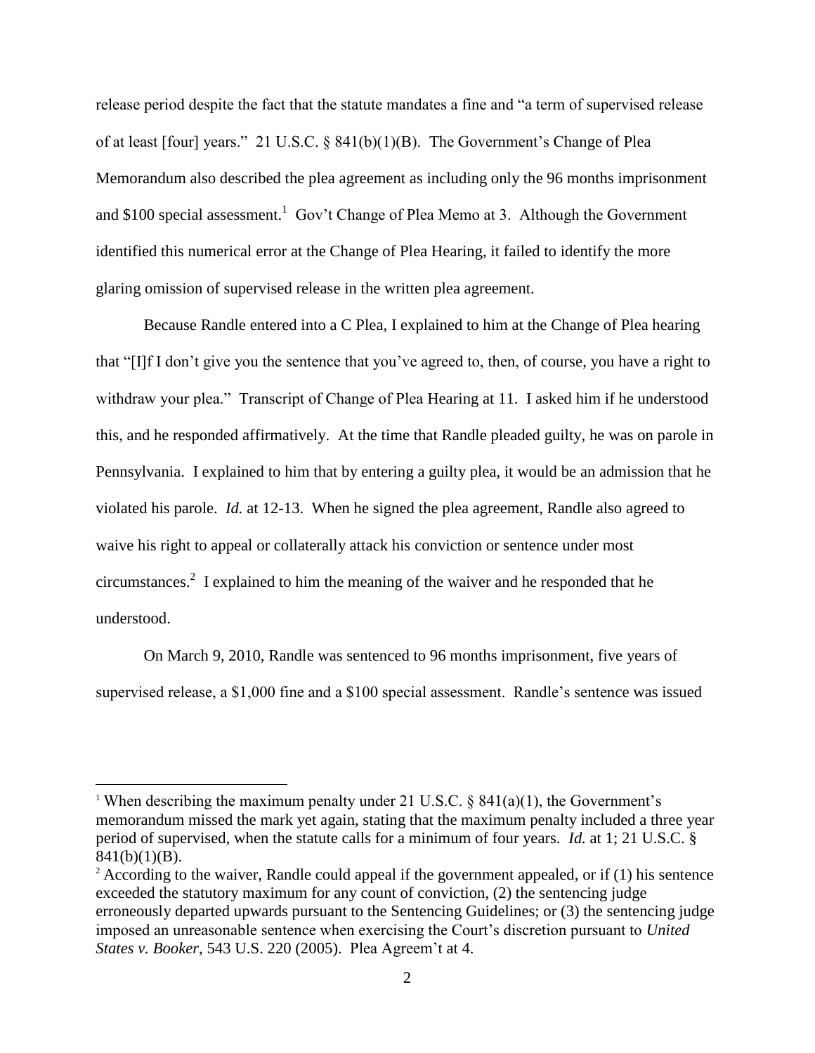release period despite the fact that the statute mandates a fine and "a term of supervised release of at least [four] years." 21 U.S.C. § 841(b)(1)(B). The Government's Change of Plea Memorandum also described the plea agreement as including only the 96 months imprisonment and $100 special assessment.[1] Gov't Change of Plea Memo at 3. Although the Government identified this numerical error at the Change of Plea Hearing, it failed to identify the more glaring omission of supervised release in the written plea agreement.

Because Randle entered into a C Plea, I explained to him at the Change of Plea hearing that "[I]f I don't give you the sentence that you've agreed to, then, of course, you have a right to withdraw your plea." Transcript of Change of Plea Hearing at 11. I asked him if he understood this, and he responded affirmatively. At the time that Randle pleaded guilty, he was on parole in Pennsylvania. I explained to him that by entering a guilty plea, it would be an admission that he violated his parole. *Id.* at 12-13. When he signed the plea agreement, Randle also agreed to waive his right to appeal or collaterally attack his conviction or sentence under most circumstances.[2] I explained to him the meaning of the waiver and he responded that he understood.

On March 9, 2010, Randle was sentenced to 96 months imprisonment, five years of supervised release, a $1,000 fine and a $100 special assessment. Randle's sentence was issued

---

[1] When describing the maximum penalty under 21 U.S.C. § 841(a)(1), the Government's memorandum missed the mark yet again, stating that the maximum penalty included a three year period of supervised, when the statute calls for a minimum of four years. *Id.* at 1; 21 U.S.C. § 841(b)(1)(B).

[2] According to the waiver, Randle could appeal if the government appealed, or if (1) his sentence exceeded the statutory maximum for any count of conviction, (2) the sentencing judge erroneously departed upwards pursuant to the Sentencing Guidelines; or (3) the sentencing judge imposed an unreasonable sentence when exercising the Court's discretion pursuant to *United States v. Booker*, 543 U.S. 220 (2005). Plea Agreem't at 4.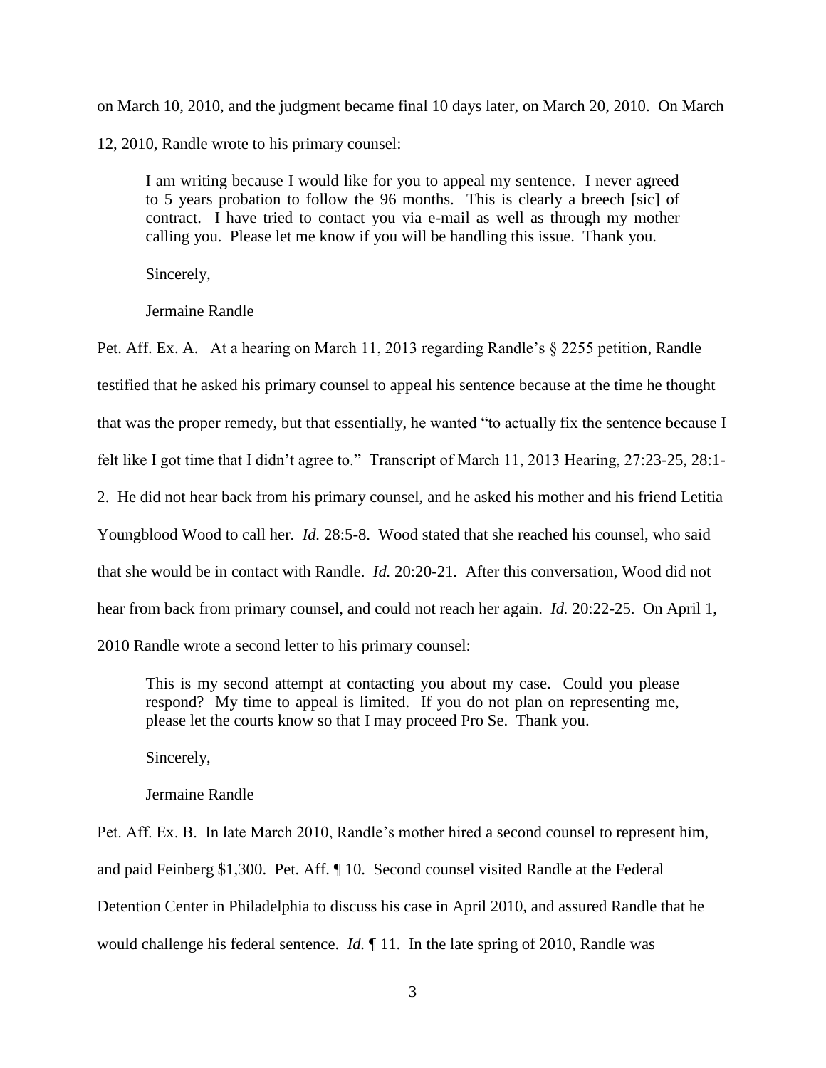on March 10, 2010, and the judgment became final 10 days later, on March 20, 2010. On March 12, 2010, Randle wrote to his primary counsel:

> I am writing because I would like for you to appeal my sentence. I never agreed to 5 years probation to follow the 96 months. This is clearly a breech [sic] of contract. I have tried to contact you via e-mail as well as through my mother calling you. Please let me know if you will be handling this issue. Thank you.
>
> Sincerely,
>
> Jermaine Randle

Pet. Aff. Ex. A. At a hearing on March 11, 2013 regarding Randle's § 2255 petition, Randle testified that he asked his primary counsel to appeal his sentence because at the time he thought that was the proper remedy, but that essentially, he wanted "to actually fix the sentence because I felt like I got time that I didn't agree to." Transcript of March 11, 2013 Hearing, 27:23-25, 28:1-2. He did not hear back from his primary counsel, and he asked his mother and his friend Letitia Youngblood Wood to call her. *Id.* 28:5-8. Wood stated that she reached his counsel, who said that she would be in contact with Randle. *Id.* 20:20-21. After this conversation, Wood did not hear from back from primary counsel, and could not reach her again. *Id.* 20:22-25. On April 1, 2010 Randle wrote a second letter to his primary counsel:

> This is my second attempt at contacting you about my case. Could you please respond? My time to appeal is limited. If you do not plan on representing me, please let the courts know so that I may proceed Pro Se. Thank you.
>
> Sincerely,
>
> Jermaine Randle

Pet. Aff. Ex. B. In late March 2010, Randle's mother hired a second counsel to represent him, and paid Feinberg $1,300. Pet. Aff. ¶ 10. Second counsel visited Randle at the Federal Detention Center in Philadelphia to discuss his case in April 2010, and assured Randle that he would challenge his federal sentence. *Id.* ¶ 11. In the late spring of 2010, Randle was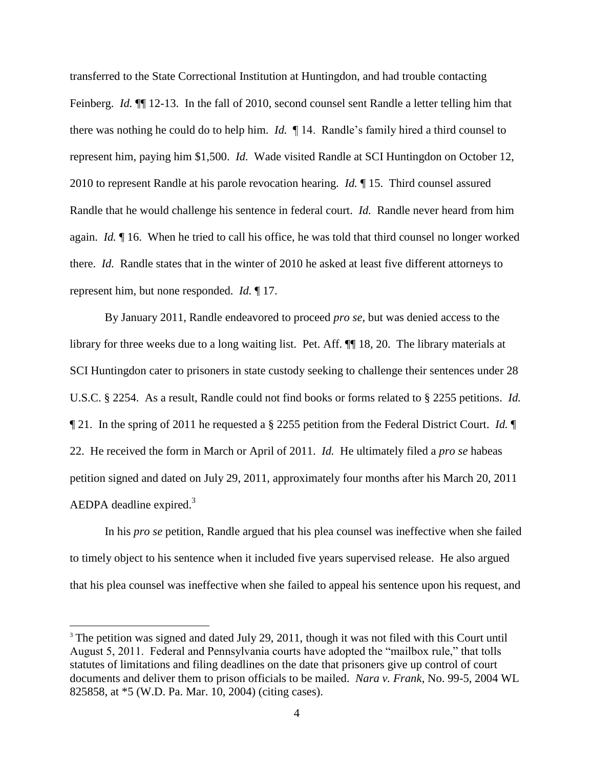transferred to the State Correctional Institution at Huntingdon, and had trouble contacting Feinberg. *Id.* ¶¶ 12-13. In the fall of 2010, second counsel sent Randle a letter telling him that there was nothing he could do to help him. *Id.* ¶ 14. Randle's family hired a third counsel to represent him, paying him $1,500. *Id.* Wade visited Randle at SCI Huntingdon on October 12, 2010 to represent Randle at his parole revocation hearing. *Id.* ¶ 15. Third counsel assured Randle that he would challenge his sentence in federal court. *Id.* Randle never heard from him again. *Id.* ¶ 16. When he tried to call his office, he was told that third counsel no longer worked there. *Id.* Randle states that in the winter of 2010 he asked at least five different attorneys to represent him, but none responded. *Id.* ¶ 17.

By January 2011, Randle endeavored to proceed *pro se*, but was denied access to the library for three weeks due to a long waiting list. Pet. Aff. ¶¶ 18, 20. The library materials at SCI Huntingdon cater to prisoners in state custody seeking to challenge their sentences under 28 U.S.C. § 2254. As a result, Randle could not find books or forms related to § 2255 petitions. *Id.* ¶ 21. In the spring of 2011 he requested a § 2255 petition from the Federal District Court. *Id.* ¶ 22. He received the form in March or April of 2011. *Id.* He ultimately filed a *pro se* habeas petition signed and dated on July 29, 2011, approximately four months after his March 20, 2011 AEDPA deadline expired.[3]

In his *pro se* petition, Randle argued that his plea counsel was ineffective when she failed to timely object to his sentence when it included five years supervised release. He also argued that his plea counsel was ineffective when she failed to appeal his sentence upon his request, and

[3] The petition was signed and dated July 29, 2011, though it was not filed with this Court until August 5, 2011. Federal and Pennsylvania courts have adopted the "mailbox rule," that tolls statutes of limitations and filing deadlines on the date that prisoners give up control of court documents and deliver them to prison officials to be mailed. *Nara v. Frank*, No. 99-5, 2004 WL 825858, at *5 (W.D. Pa. Mar. 10, 2004) (citing cases).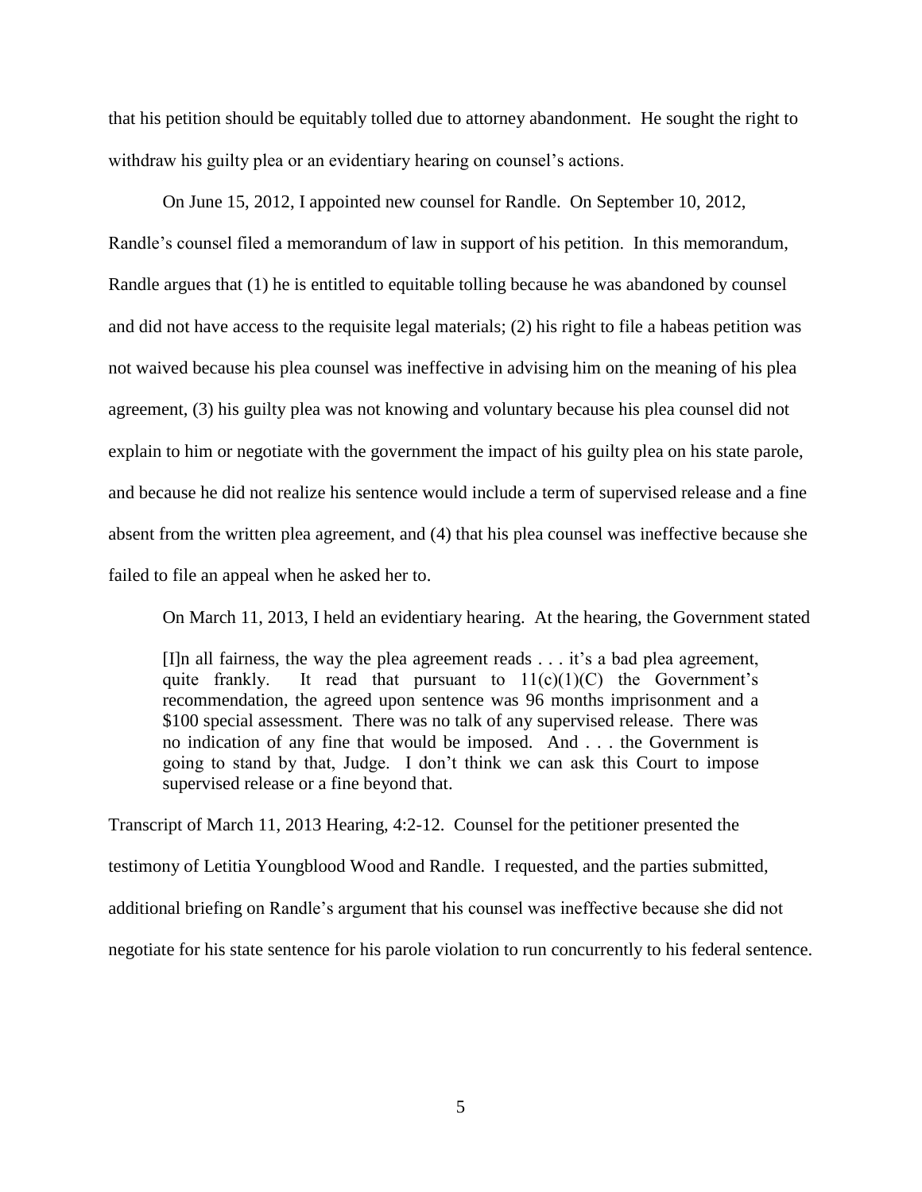that his petition should be equitably tolled due to attorney abandonment. He sought the right to withdraw his guilty plea or an evidentiary hearing on counsel's actions.

On June 15, 2012, I appointed new counsel for Randle. On September 10, 2012, Randle's counsel filed a memorandum of law in support of his petition. In this memorandum, Randle argues that (1) he is entitled to equitable tolling because he was abandoned by counsel and did not have access to the requisite legal materials; (2) his right to file a habeas petition was not waived because his plea counsel was ineffective in advising him on the meaning of his plea agreement, (3) his guilty plea was not knowing and voluntary because his plea counsel did not explain to him or negotiate with the government the impact of his guilty plea on his state parole, and because he did not realize his sentence would include a term of supervised release and a fine absent from the written plea agreement, and (4) that his plea counsel was ineffective because she failed to file an appeal when he asked her to.

On March 11, 2013, I held an evidentiary hearing. At the hearing, the Government stated

> [I]n all fairness, the way the plea agreement reads . . . it's a bad plea agreement, quite frankly. It read that pursuant to 11(c)(1)(C) the Government's recommendation, the agreed upon sentence was 96 months imprisonment and a $100 special assessment. There was no talk of any supervised release. There was no indication of any fine that would be imposed. And . . . the Government is going to stand by that, Judge. I don't think we can ask this Court to impose supervised release or a fine beyond that.

Transcript of March 11, 2013 Hearing, 4:2-12. Counsel for the petitioner presented the testimony of Letitia Youngblood Wood and Randle. I requested, and the parties submitted, additional briefing on Randle's argument that his counsel was ineffective because she did not negotiate for his state sentence for his parole violation to run concurrently to his federal sentence.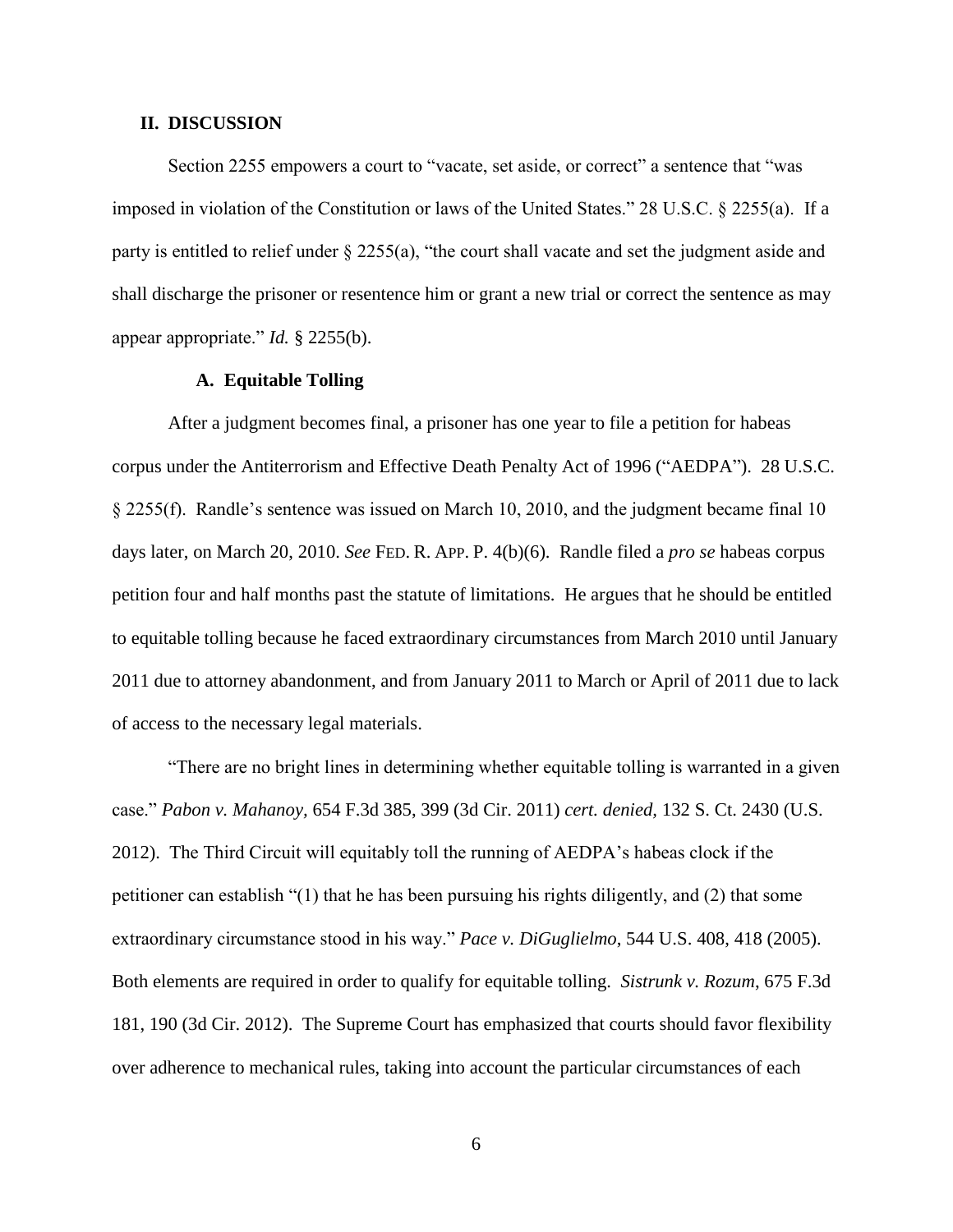## II. DISCUSSION

Section 2255 empowers a court to "vacate, set aside, or correct" a sentence that "was imposed in violation of the Constitution or laws of the United States." 28 U.S.C. § 2255(a). If a party is entitled to relief under § 2255(a), "the court shall vacate and set the judgment aside and shall discharge the prisoner or resentence him or grant a new trial or correct the sentence as may appear appropriate." *Id.* § 2255(b).

### A. Equitable Tolling

After a judgment becomes final, a prisoner has one year to file a petition for habeas corpus under the Antiterrorism and Effective Death Penalty Act of 1996 ("AEDPA"). 28 U.S.C. § 2255(f). Randle's sentence was issued on March 10, 2010, and the judgment became final 10 days later, on March 20, 2010. *See* FED. R. APP. P. 4(b)(6). Randle filed a *pro se* habeas corpus petition four and half months past the statute of limitations. He argues that he should be entitled to equitable tolling because he faced extraordinary circumstances from March 2010 until January 2011 due to attorney abandonment, and from January 2011 to March or April of 2011 due to lack of access to the necessary legal materials.

"There are no bright lines in determining whether equitable tolling is warranted in a given case." *Pabon v. Mahanoy*, 654 F.3d 385, 399 (3d Cir. 2011) *cert. denied*, 132 S. Ct. 2430 (U.S. 2012). The Third Circuit will equitably toll the running of AEDPA's habeas clock if the petitioner can establish "(1) that he has been pursuing his rights diligently, and (2) that some extraordinary circumstance stood in his way." *Pace v. DiGuglielmo*, 544 U.S. 408, 418 (2005). Both elements are required in order to qualify for equitable tolling. *Sistrunk v. Rozum*, 675 F.3d 181, 190 (3d Cir. 2012). The Supreme Court has emphasized that courts should favor flexibility over adherence to mechanical rules, taking into account the particular circumstances of each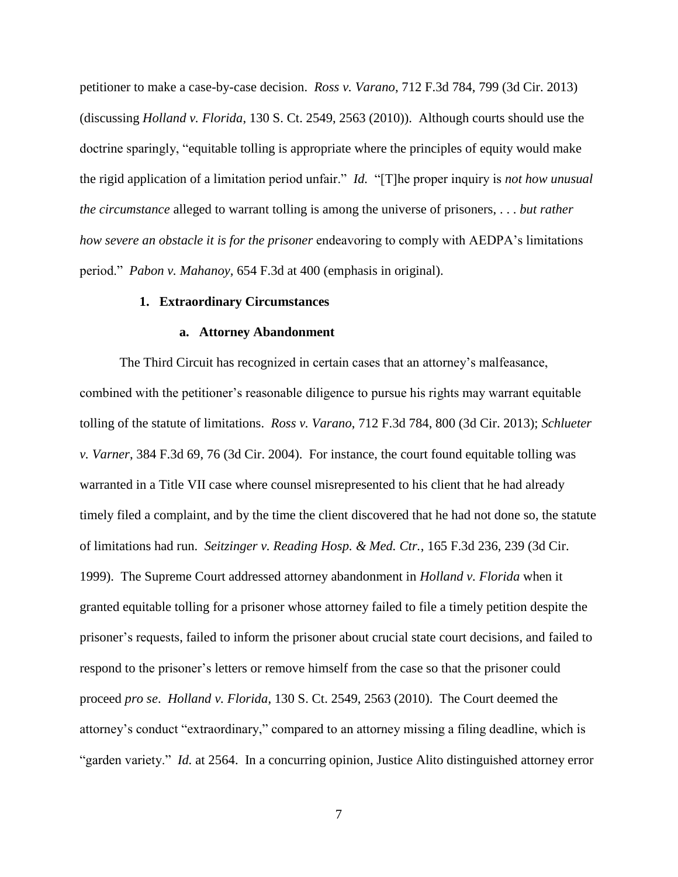petitioner to make a case-by-case decision. *Ross v. Varano*, 712 F.3d 784, 799 (3d Cir. 2013) (discussing *Holland v. Florida*, 130 S. Ct. 2549, 2563 (2010)). Although courts should use the doctrine sparingly, "equitable tolling is appropriate where the principles of equity would make the rigid application of a limitation period unfair." *Id.* "[T]he proper inquiry is *not how unusual the circumstance* alleged to warrant tolling is among the universe of prisoners, . . . *but rather how severe an obstacle it is for the prisoner* endeavoring to comply with AEDPA's limitations period." *Pabon v. Mahanoy*, 654 F.3d at 400 (emphasis in original).

### 1. Extraordinary Circumstances

#### a. Attorney Abandonment

The Third Circuit has recognized in certain cases that an attorney's malfeasance, combined with the petitioner's reasonable diligence to pursue his rights may warrant equitable tolling of the statute of limitations. *Ross v. Varano*, 712 F.3d 784, 800 (3d Cir. 2013); *Schlueter v. Varner*, 384 F.3d 69, 76 (3d Cir. 2004). For instance, the court found equitable tolling was warranted in a Title VII case where counsel misrepresented to his client that he had already timely filed a complaint, and by the time the client discovered that he had not done so, the statute of limitations had run. *Seitzinger v. Reading Hosp. & Med. Ctr.*, 165 F.3d 236, 239 (3d Cir. 1999). The Supreme Court addressed attorney abandonment in *Holland v. Florida* when it granted equitable tolling for a prisoner whose attorney failed to file a timely petition despite the prisoner's requests, failed to inform the prisoner about crucial state court decisions, and failed to respond to the prisoner's letters or remove himself from the case so that the prisoner could proceed *pro se*. *Holland v. Florida*, 130 S. Ct. 2549, 2563 (2010). The Court deemed the attorney's conduct "extraordinary," compared to an attorney missing a filing deadline, which is "garden variety." *Id.* at 2564. In a concurring opinion, Justice Alito distinguished attorney error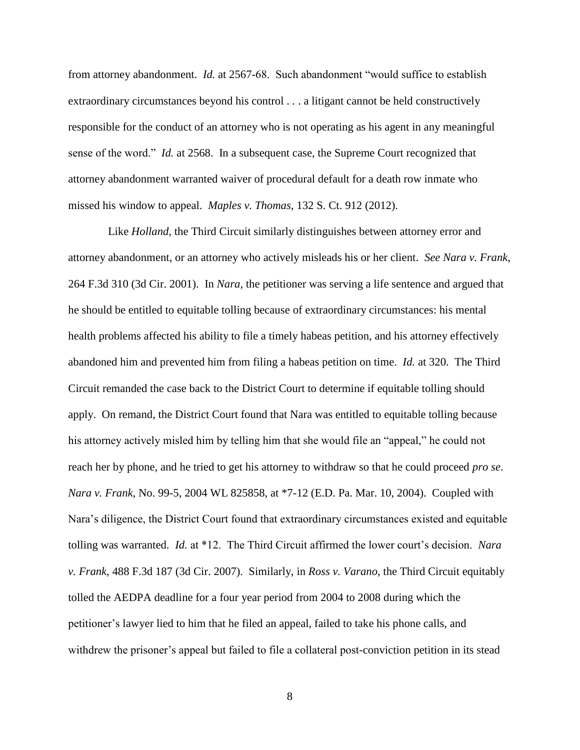from attorney abandonment. *Id.* at 2567-68. Such abandonment "would suffice to establish extraordinary circumstances beyond his control . . . a litigant cannot be held constructively responsible for the conduct of an attorney who is not operating as his agent in any meaningful sense of the word." *Id.* at 2568. In a subsequent case, the Supreme Court recognized that attorney abandonment warranted waiver of procedural default for a death row inmate who missed his window to appeal. *Maples v. Thomas*, 132 S. Ct. 912 (2012).

Like *Holland*, the Third Circuit similarly distinguishes between attorney error and attorney abandonment, or an attorney who actively misleads his or her client. *See Nara v. Frank*, 264 F.3d 310 (3d Cir. 2001). In *Nara*, the petitioner was serving a life sentence and argued that he should be entitled to equitable tolling because of extraordinary circumstances: his mental health problems affected his ability to file a timely habeas petition, and his attorney effectively abandoned him and prevented him from filing a habeas petition on time. *Id.* at 320. The Third Circuit remanded the case back to the District Court to determine if equitable tolling should apply. On remand, the District Court found that Nara was entitled to equitable tolling because his attorney actively misled him by telling him that she would file an "appeal," he could not reach her by phone, and he tried to get his attorney to withdraw so that he could proceed *pro se*. *Nara v. Frank*, No. 99-5, 2004 WL 825858, at *7-12 (E.D. Pa. Mar. 10, 2004). Coupled with Nara's diligence, the District Court found that extraordinary circumstances existed and equitable tolling was warranted. *Id.* at *12. The Third Circuit affirmed the lower court's decision. *Nara v. Frank*, 488 F.3d 187 (3d Cir. 2007). Similarly, in *Ross v. Varano*, the Third Circuit equitably tolled the AEDPA deadline for a four year period from 2004 to 2008 during which the petitioner's lawyer lied to him that he filed an appeal, failed to take his phone calls, and withdrew the prisoner's appeal but failed to file a collateral post-conviction petition in its stead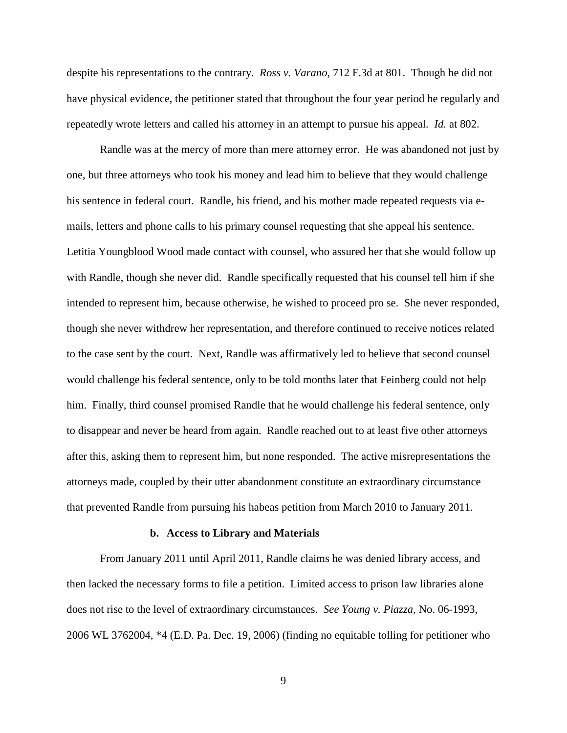despite his representations to the contrary. *Ross v. Varano*, 712 F.3d at 801. Though he did not have physical evidence, the petitioner stated that throughout the four year period he regularly and repeatedly wrote letters and called his attorney in an attempt to pursue his appeal. *Id.* at 802.

Randle was at the mercy of more than mere attorney error. He was abandoned not just by one, but three attorneys who took his money and lead him to believe that they would challenge his sentence in federal court. Randle, his friend, and his mother made repeated requests via e-mails, letters and phone calls to his primary counsel requesting that she appeal his sentence. Letitia Youngblood Wood made contact with counsel, who assured her that she would follow up with Randle, though she never did. Randle specifically requested that his counsel tell him if she intended to represent him, because otherwise, he wished to proceed pro se. She never responded, though she never withdrew her representation, and therefore continued to receive notices related to the case sent by the court. Next, Randle was affirmatively led to believe that second counsel would challenge his federal sentence, only to be told months later that Feinberg could not help him. Finally, third counsel promised Randle that he would challenge his federal sentence, only to disappear and never be heard from again. Randle reached out to at least five other attorneys after this, asking them to represent him, but none responded. The active misrepresentations the attorneys made, coupled by their utter abandonment constitute an extraordinary circumstance that prevented Randle from pursuing his habeas petition from March 2010 to January 2011.

**b. Access to Library and Materials**

From January 2011 until April 2011, Randle claims he was denied library access, and then lacked the necessary forms to file a petition. Limited access to prison law libraries alone does not rise to the level of extraordinary circumstances. *See Young v. Piazza*, No. 06-1993, 2006 WL 3762004, *4 (E.D. Pa. Dec. 19, 2006) (finding no equitable tolling for petitioner who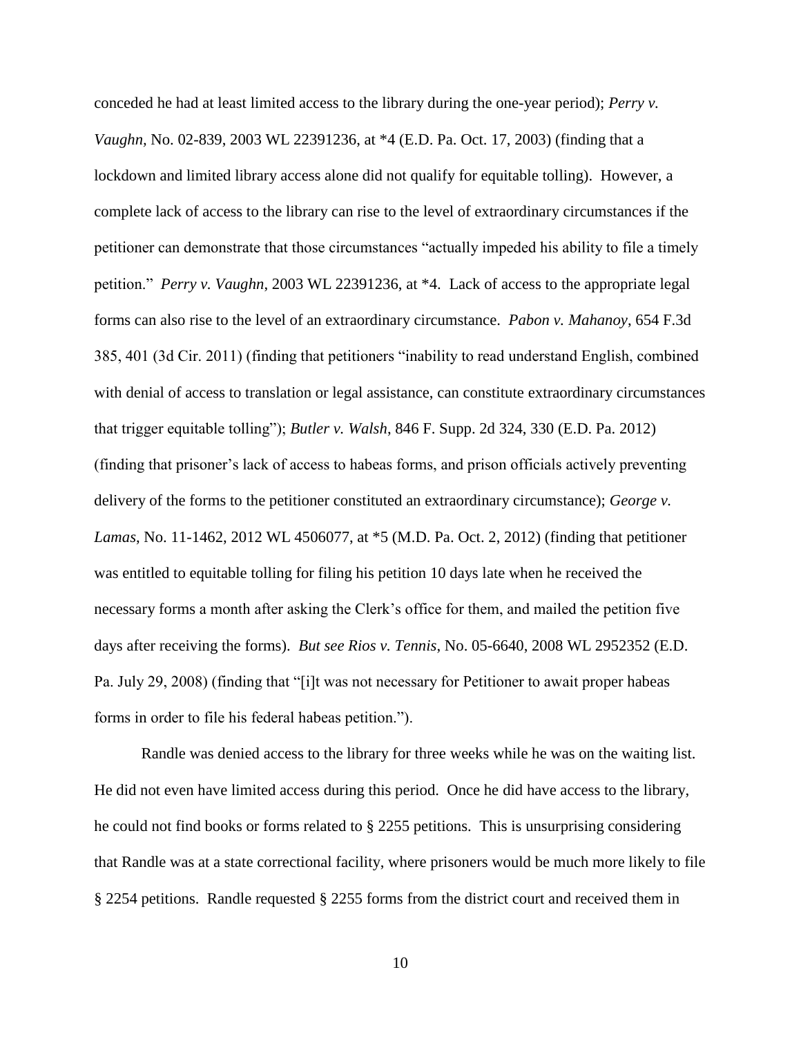conceded he had at least limited access to the library during the one-year period); *Perry v. Vaughn*, No. 02-839, 2003 WL 22391236, at *4 (E.D. Pa. Oct. 17, 2003) (finding that a lockdown and limited library access alone did not qualify for equitable tolling). However, a complete lack of access to the library can rise to the level of extraordinary circumstances if the petitioner can demonstrate that those circumstances "actually impeded his ability to file a timely petition." *Perry v. Vaughn*, 2003 WL 22391236, at *4. Lack of access to the appropriate legal forms can also rise to the level of an extraordinary circumstance. *Pabon v. Mahanoy*, 654 F.3d 385, 401 (3d Cir. 2011) (finding that petitioners "inability to read understand English, combined with denial of access to translation or legal assistance, can constitute extraordinary circumstances that trigger equitable tolling"); *Butler v. Walsh*, 846 F. Supp. 2d 324, 330 (E.D. Pa. 2012) (finding that prisoner's lack of access to habeas forms, and prison officials actively preventing delivery of the forms to the petitioner constituted an extraordinary circumstance); *George v. Lamas*, No. 11-1462, 2012 WL 4506077, at *5 (M.D. Pa. Oct. 2, 2012) (finding that petitioner was entitled to equitable tolling for filing his petition 10 days late when he received the necessary forms a month after asking the Clerk's office for them, and mailed the petition five days after receiving the forms). *But see Rios v. Tennis*, No. 05-6640, 2008 WL 2952352 (E.D. Pa. July 29, 2008) (finding that "[i]t was not necessary for Petitioner to await proper habeas forms in order to file his federal habeas petition.").

Randle was denied access to the library for three weeks while he was on the waiting list. He did not even have limited access during this period. Once he did have access to the library, he could not find books or forms related to § 2255 petitions. This is unsurprising considering that Randle was at a state correctional facility, where prisoners would be much more likely to file § 2254 petitions. Randle requested § 2255 forms from the district court and received them in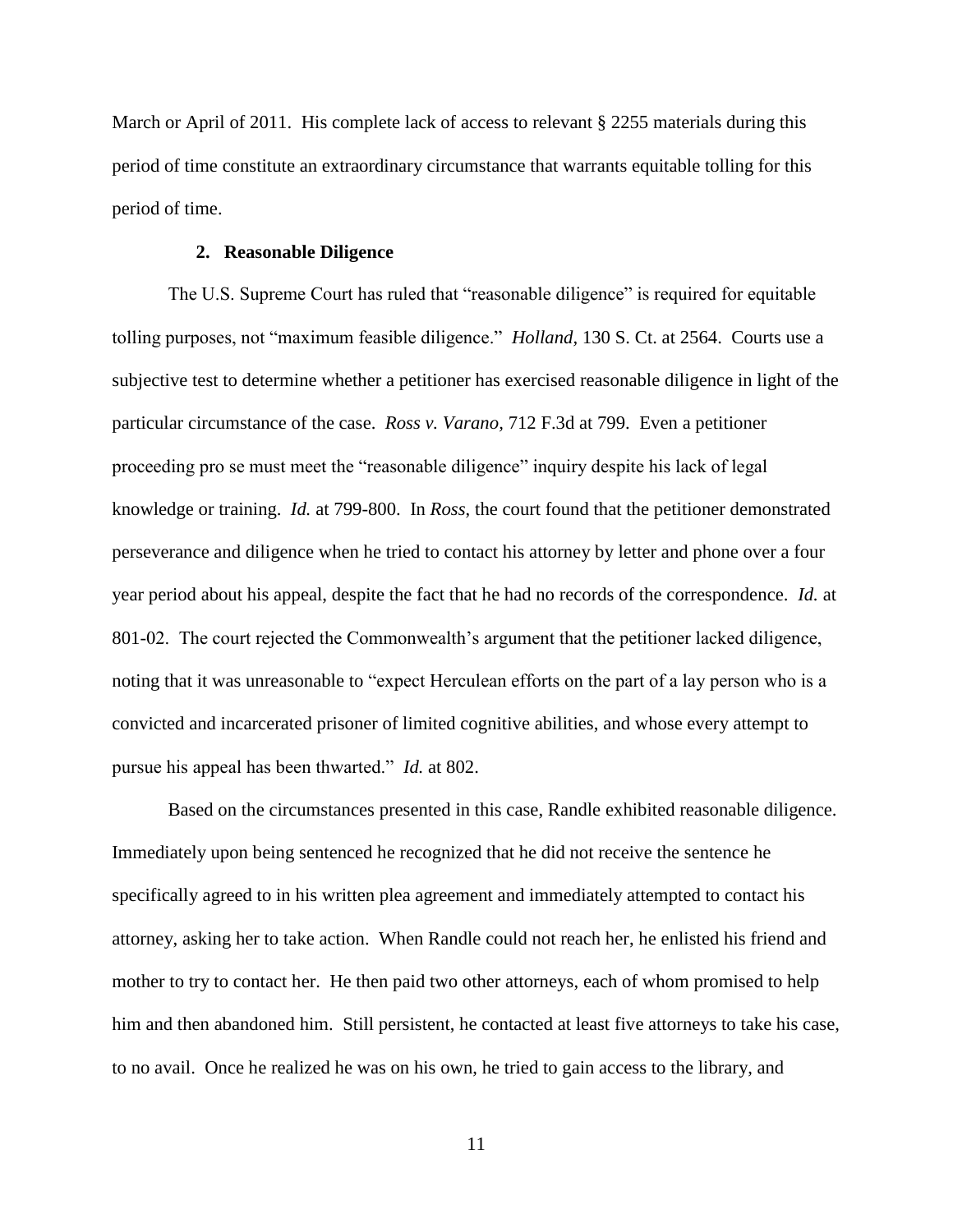March or April of 2011. His complete lack of access to relevant § 2255 materials during this period of time constitute an extraordinary circumstance that warrants equitable tolling for this period of time.

### 2. Reasonable Diligence

The U.S. Supreme Court has ruled that "reasonable diligence" is required for equitable tolling purposes, not "maximum feasible diligence." *Holland*, 130 S. Ct. at 2564. Courts use a subjective test to determine whether a petitioner has exercised reasonable diligence in light of the particular circumstance of the case. *Ross v. Varano*, 712 F.3d at 799. Even a petitioner proceeding pro se must meet the "reasonable diligence" inquiry despite his lack of legal knowledge or training. *Id.* at 799-800. In *Ross*, the court found that the petitioner demonstrated perseverance and diligence when he tried to contact his attorney by letter and phone over a four year period about his appeal, despite the fact that he had no records of the correspondence. *Id.* at 801-02. The court rejected the Commonwealth's argument that the petitioner lacked diligence, noting that it was unreasonable to "expect Herculean efforts on the part of a lay person who is a convicted and incarcerated prisoner of limited cognitive abilities, and whose every attempt to pursue his appeal has been thwarted." *Id.* at 802.

Based on the circumstances presented in this case, Randle exhibited reasonable diligence. Immediately upon being sentenced he recognized that he did not receive the sentence he specifically agreed to in his written plea agreement and immediately attempted to contact his attorney, asking her to take action. When Randle could not reach her, he enlisted his friend and mother to try to contact her. He then paid two other attorneys, each of whom promised to help him and then abandoned him. Still persistent, he contacted at least five attorneys to take his case, to no avail. Once he realized he was on his own, he tried to gain access to the library, and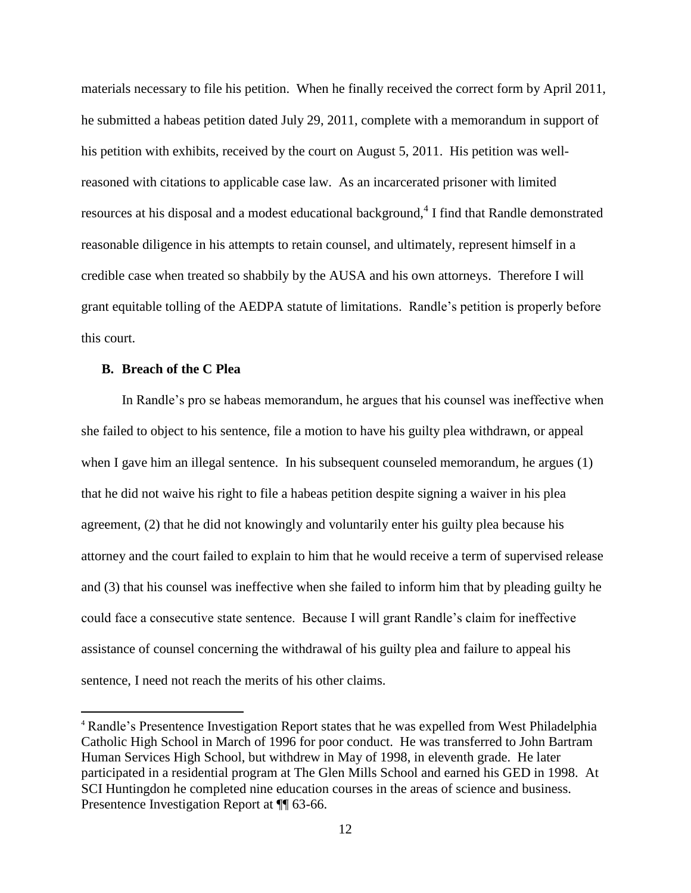materials necessary to file his petition. When he finally received the correct form by April 2011, he submitted a habeas petition dated July 29, 2011, complete with a memorandum in support of his petition with exhibits, received by the court on August 5, 2011. His petition was well-reasoned with citations to applicable case law. As an incarcerated prisoner with limited resources at his disposal and a modest educational background,[4] I find that Randle demonstrated reasonable diligence in his attempts to retain counsel, and ultimately, represent himself in a credible case when treated so shabbily by the AUSA and his own attorneys. Therefore I will grant equitable tolling of the AEDPA statute of limitations. Randle's petition is properly before this court.

### B. Breach of the C Plea

In Randle's pro se habeas memorandum, he argues that his counsel was ineffective when she failed to object to his sentence, file a motion to have his guilty plea withdrawn, or appeal when I gave him an illegal sentence. In his subsequent counseled memorandum, he argues (1) that he did not waive his right to file a habeas petition despite signing a waiver in his plea agreement, (2) that he did not knowingly and voluntarily enter his guilty plea because his attorney and the court failed to explain to him that he would receive a term of supervised release and (3) that his counsel was ineffective when she failed to inform him that by pleading guilty he could face a consecutive state sentence. Because I will grant Randle's claim for ineffective assistance of counsel concerning the withdrawal of his guilty plea and failure to appeal his sentence, I need not reach the merits of his other claims.

---

[4] Randle's Presentence Investigation Report states that he was expelled from West Philadelphia Catholic High School in March of 1996 for poor conduct. He was transferred to John Bartram Human Services High School, but withdrew in May of 1998, in eleventh grade. He later participated in a residential program at The Glen Mills School and earned his GED in 1998. At SCI Huntingdon he completed nine education courses in the areas of science and business. Presentence Investigation Report at ¶¶ 63-66.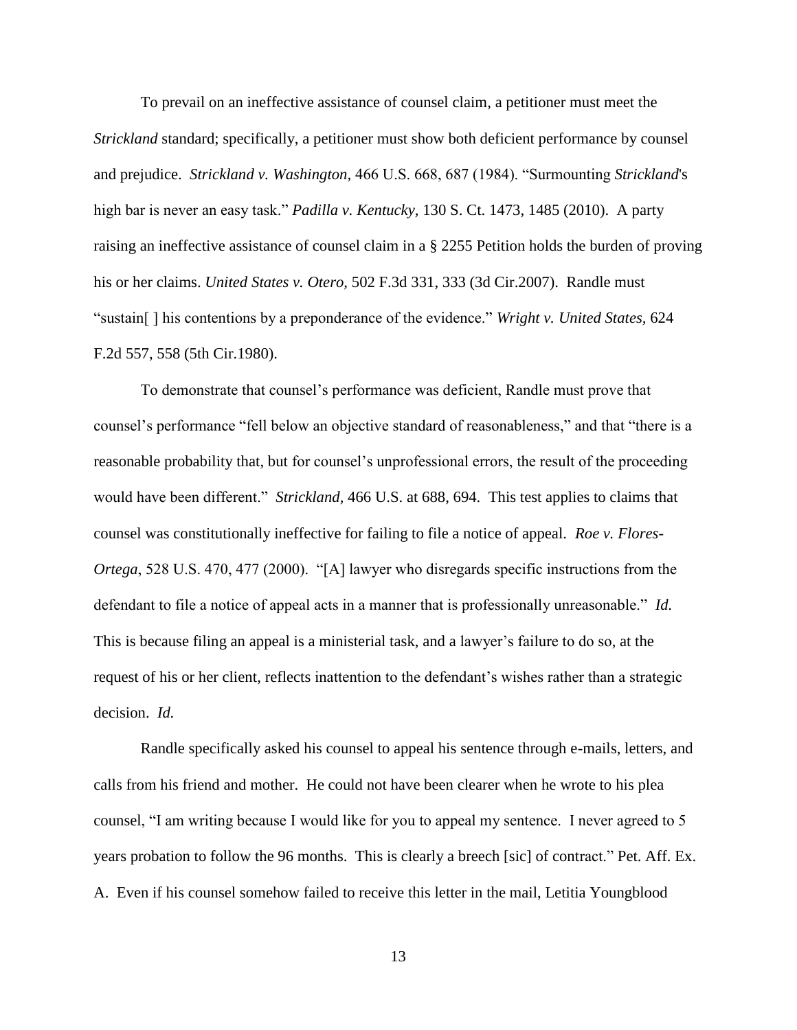To prevail on an ineffective assistance of counsel claim, a petitioner must meet the *Strickland* standard; specifically, a petitioner must show both deficient performance by counsel and prejudice. *Strickland v. Washington*, 466 U.S. 668, 687 (1984). "Surmounting *Strickland*'s high bar is never an easy task." *Padilla v. Kentucky*, 130 S. Ct. 1473, 1485 (2010). A party raising an ineffective assistance of counsel claim in a § 2255 Petition holds the burden of proving his or her claims. *United States v. Otero*, 502 F.3d 331, 333 (3d Cir.2007). Randle must "sustain[ ] his contentions by a preponderance of the evidence." *Wright v. United States*, 624 F.2d 557, 558 (5th Cir.1980).

To demonstrate that counsel's performance was deficient, Randle must prove that counsel's performance "fell below an objective standard of reasonableness," and that "there is a reasonable probability that, but for counsel's unprofessional errors, the result of the proceeding would have been different." *Strickland*, 466 U.S. at 688, 694. This test applies to claims that counsel was constitutionally ineffective for failing to file a notice of appeal. *Roe v. Flores-Ortega*, 528 U.S. 470, 477 (2000). "[A] lawyer who disregards specific instructions from the defendant to file a notice of appeal acts in a manner that is professionally unreasonable." *Id.* This is because filing an appeal is a ministerial task, and a lawyer's failure to do so, at the request of his or her client, reflects inattention to the defendant's wishes rather than a strategic decision. *Id.*

Randle specifically asked his counsel to appeal his sentence through e-mails, letters, and calls from his friend and mother. He could not have been clearer when he wrote to his plea counsel, "I am writing because I would like for you to appeal my sentence. I never agreed to 5 years probation to follow the 96 months. This is clearly a breech [sic] of contract." Pet. Aff. Ex. A. Even if his counsel somehow failed to receive this letter in the mail, Letitia Youngblood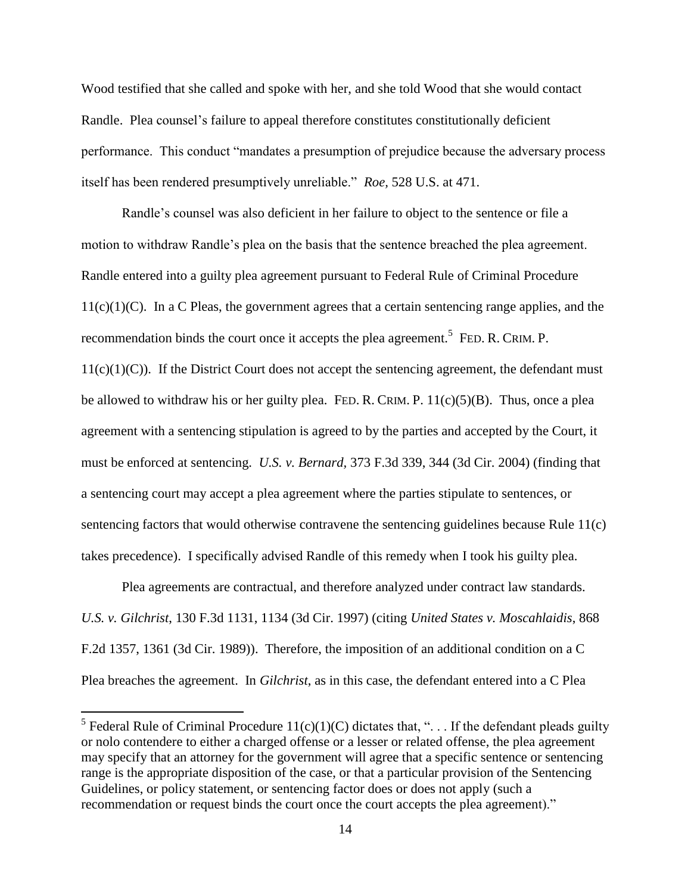Wood testified that she called and spoke with her, and she told Wood that she would contact Randle. Plea counsel's failure to appeal therefore constitutes constitutionally deficient performance. This conduct "mandates a presumption of prejudice because the adversary process itself has been rendered presumptively unreliable." *Roe*, 528 U.S. at 471.

Randle's counsel was also deficient in her failure to object to the sentence or file a motion to withdraw Randle's plea on the basis that the sentence breached the plea agreement. Randle entered into a guilty plea agreement pursuant to Federal Rule of Criminal Procedure 11(c)(1)(C). In a C Pleas, the government agrees that a certain sentencing range applies, and the recommendation binds the court once it accepts the plea agreement.[5] FED. R. CRIM. P. 11(c)(1)(C)). If the District Court does not accept the sentencing agreement, the defendant must be allowed to withdraw his or her guilty plea. FED. R. CRIM. P. 11(c)(5)(B). Thus, once a plea agreement with a sentencing stipulation is agreed to by the parties and accepted by the Court, it must be enforced at sentencing. *U.S. v. Bernard*, 373 F.3d 339, 344 (3d Cir. 2004) (finding that a sentencing court may accept a plea agreement where the parties stipulate to sentences, or sentencing factors that would otherwise contravene the sentencing guidelines because Rule 11(c) takes precedence). I specifically advised Randle of this remedy when I took his guilty plea.

Plea agreements are contractual, and therefore analyzed under contract law standards. *U.S. v. Gilchrist*, 130 F.3d 1131, 1134 (3d Cir. 1997) (citing *United States v. Moscahlaidis*, 868 F.2d 1357, 1361 (3d Cir. 1989)). Therefore, the imposition of an additional condition on a C Plea breaches the agreement. In *Gilchrist*, as in this case, the defendant entered into a C Plea

---

[5] Federal Rule of Criminal Procedure 11(c)(1)(C) dictates that, ". . . If the defendant pleads guilty or nolo contendere to either a charged offense or a lesser or related offense, the plea agreement may specify that an attorney for the government will agree that a specific sentence or sentencing range is the appropriate disposition of the case, or that a particular provision of the Sentencing Guidelines, or policy statement, or sentencing factor does or does not apply (such a recommendation or request binds the court once the court accepts the plea agreement)."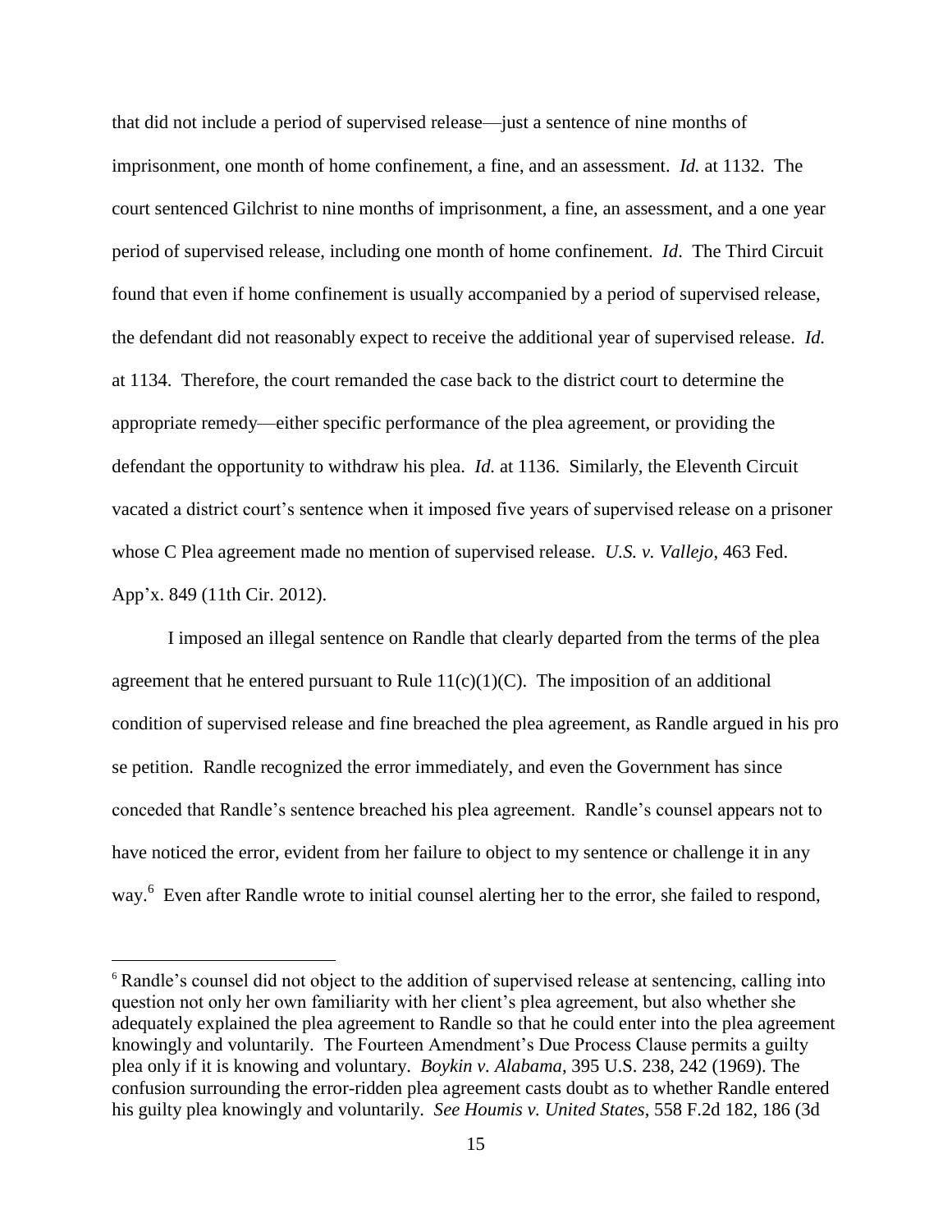that did not include a period of supervised release—just a sentence of nine months of imprisonment, one month of home confinement, a fine, and an assessment. *Id.* at 1132. The court sentenced Gilchrist to nine months of imprisonment, a fine, an assessment, and a one year period of supervised release, including one month of home confinement. *Id*. The Third Circuit found that even if home confinement is usually accompanied by a period of supervised release, the defendant did not reasonably expect to receive the additional year of supervised release. *Id.* at 1134. Therefore, the court remanded the case back to the district court to determine the appropriate remedy—either specific performance of the plea agreement, or providing the defendant the opportunity to withdraw his plea. *Id.* at 1136. Similarly, the Eleventh Circuit vacated a district court's sentence when it imposed five years of supervised release on a prisoner whose C Plea agreement made no mention of supervised release. *U.S. v. Vallejo*, 463 Fed. App'x. 849 (11th Cir. 2012).

I imposed an illegal sentence on Randle that clearly departed from the terms of the plea agreement that he entered pursuant to Rule 11(c)(1)(C). The imposition of an additional condition of supervised release and fine breached the plea agreement, as Randle argued in his pro se petition. Randle recognized the error immediately, and even the Government has since conceded that Randle's sentence breached his plea agreement. Randle's counsel appears not to have noticed the error, evident from her failure to object to my sentence or challenge it in any way.[6] Even after Randle wrote to initial counsel alerting her to the error, she failed to respond,

[6] Randle's counsel did not object to the addition of supervised release at sentencing, calling into question not only her own familiarity with her client's plea agreement, but also whether she adequately explained the plea agreement to Randle so that he could enter into the plea agreement knowingly and voluntarily. The Fourteen Amendment's Due Process Clause permits a guilty plea only if it is knowing and voluntary. *Boykin v. Alabama*, 395 U.S. 238, 242 (1969). The confusion surrounding the error-ridden plea agreement casts doubt as to whether Randle entered his guilty plea knowingly and voluntarily. *See Houmis v. United States*, 558 F.2d 182, 186 (3d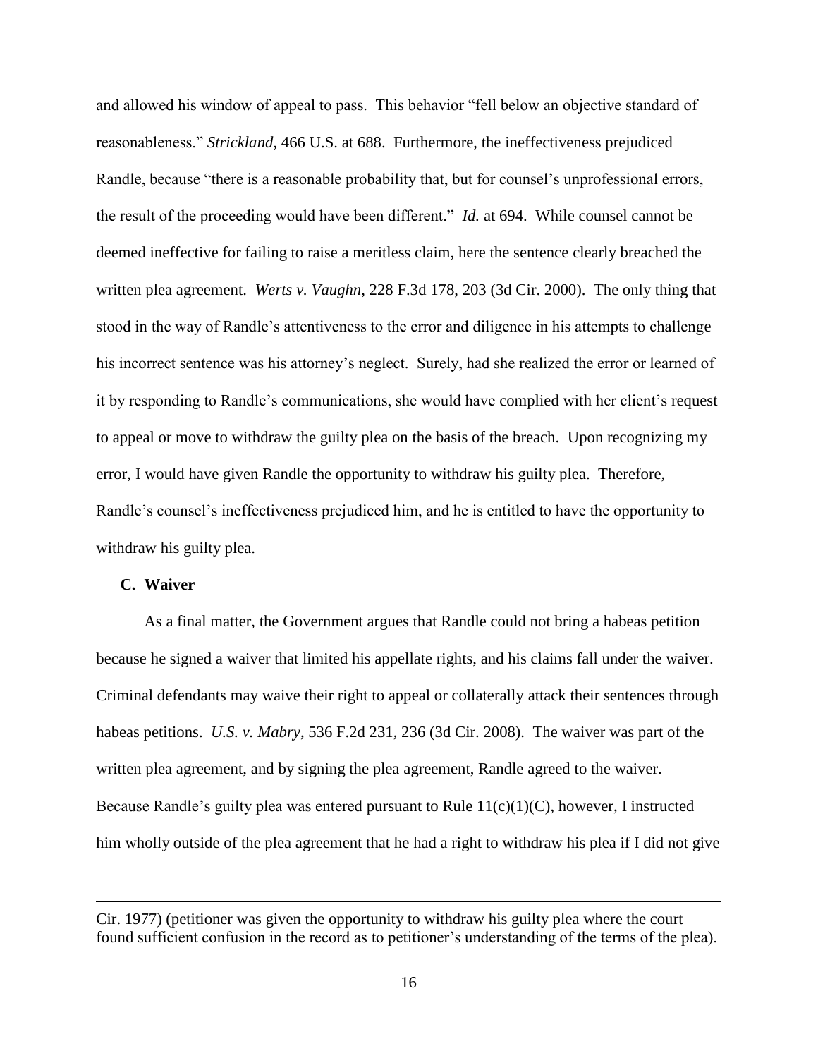and allowed his window of appeal to pass. This behavior "fell below an objective standard of reasonableness." *Strickland*, 466 U.S. at 688. Furthermore, the ineffectiveness prejudiced Randle, because "there is a reasonable probability that, but for counsel's unprofessional errors, the result of the proceeding would have been different." *Id.* at 694. While counsel cannot be deemed ineffective for failing to raise a meritless claim, here the sentence clearly breached the written plea agreement. *Werts v. Vaughn*, 228 F.3d 178, 203 (3d Cir. 2000). The only thing that stood in the way of Randle's attentiveness to the error and diligence in his attempts to challenge his incorrect sentence was his attorney's neglect. Surely, had she realized the error or learned of it by responding to Randle's communications, she would have complied with her client's request to appeal or move to withdraw the guilty plea on the basis of the breach. Upon recognizing my error, I would have given Randle the opportunity to withdraw his guilty plea. Therefore, Randle's counsel's ineffectiveness prejudiced him, and he is entitled to have the opportunity to withdraw his guilty plea.

### C. Waiver

As a final matter, the Government argues that Randle could not bring a habeas petition because he signed a waiver that limited his appellate rights, and his claims fall under the waiver. Criminal defendants may waive their right to appeal or collaterally attack their sentences through habeas petitions. *U.S. v. Mabry*, 536 F.2d 231, 236 (3d Cir. 2008). The waiver was part of the written plea agreement, and by signing the plea agreement, Randle agreed to the waiver. Because Randle's guilty plea was entered pursuant to Rule 11(c)(1)(C), however, I instructed him wholly outside of the plea agreement that he had a right to withdraw his plea if I did not give

---

Cir. 1977) (petitioner was given the opportunity to withdraw his guilty plea where the court found sufficient confusion in the record as to petitioner's understanding of the terms of the plea).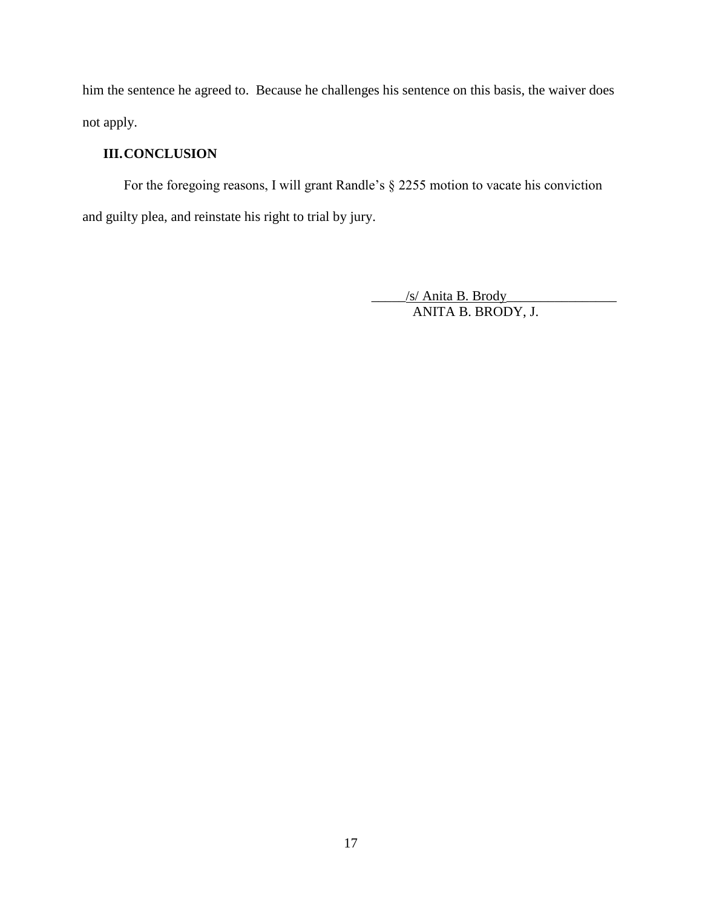him the sentence he agreed to. Because he challenges his sentence on this basis, the waiver does not apply.

## III. CONCLUSION

For the foregoing reasons, I will grant Randle's § 2255 motion to vacate his conviction and guilty plea, and reinstate his right to trial by jury.

/s/ Anita B. Brody
ANITA B. BRODY, J.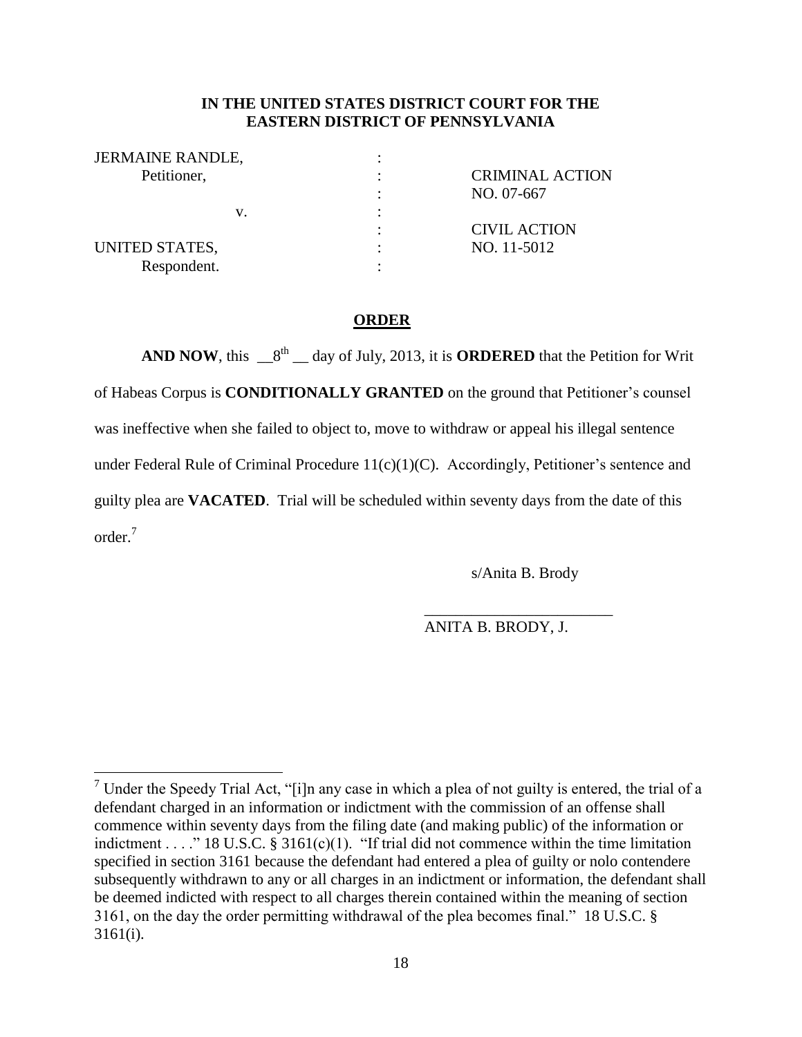**IN THE UNITED STATES DISTRICT COURT FOR THE EASTERN DISTRICT OF PENNSYLVANIA**

| | | |
|---|---|---|
| JERMAINE RANDLE, | : | |
| Petitioner, | : | CRIMINAL ACTION |
| | : | NO. 07-667 |
| v. | : | |
| | : | CIVIL ACTION |
| UNITED STATES, | : | NO. 11-5012 |
| Respondent. | : | |

## ORDER

**AND NOW**, this __8th__ day of July, 2013, it is **ORDERED** that the Petition for Writ of Habeas Corpus is **CONDITIONALLY GRANTED** on the ground that Petitioner's counsel was ineffective when she failed to object to, move to withdraw or appeal his illegal sentence under Federal Rule of Criminal Procedure 11(c)(1)(C). Accordingly, Petitioner's sentence and guilty plea are **VACATED**. Trial will be scheduled within seventy days from the date of this order.[7]

s/Anita B. Brody

_______________________

ANITA B. BRODY, J.

---

[7] Under the Speedy Trial Act, "[i]n any case in which a plea of not guilty is entered, the trial of a defendant charged in an information or indictment with the commission of an offense shall commence within seventy days from the filing date (and making public) of the information or indictment . . . ." 18 U.S.C. § 3161(c)(1). "If trial did not commence within the time limitation specified in section 3161 because the defendant had entered a plea of guilty or nolo contendere subsequently withdrawn to any or all charges in an indictment or information, the defendant shall be deemed indicted with respect to all charges therein contained within the meaning of section 3161, on the day the order permitting withdrawal of the plea becomes final." 18 U.S.C. § 3161(i).